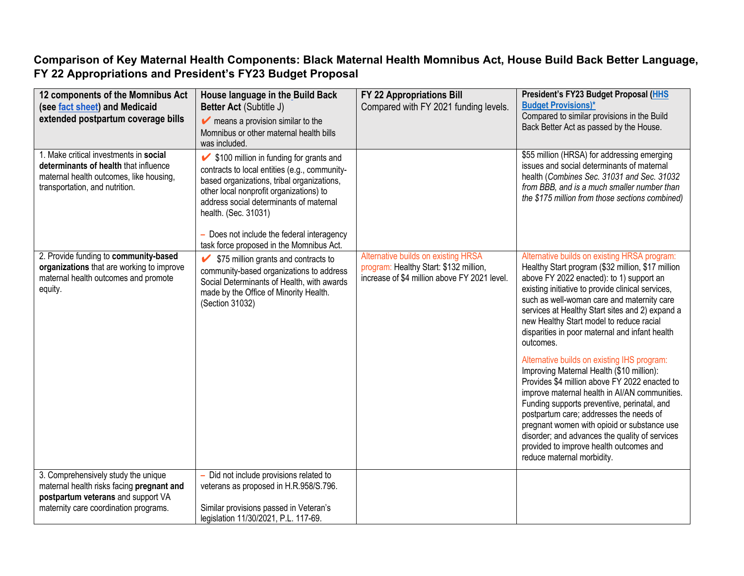## Comparison of Key Maternal Health Components: Black Maternal Health Momnibus Act, House Build Back Better Language, FY 22 Appropriations and President's FY23 Budget Proposal

| 12 components of the Momnibus Act (see fact sheet) and Medicaid extended postpartum coverage bills | House language in the Build Back Better Act (Subtitle J) ✔ means a provision similar to the Momnibus or other maternal health bills was included. | FY 22 Appropriations Bill Compared with FY 2021 funding levels. | President's FY23 Budget Proposal (HHS Budget Provisions)* Compared to similar provisions in the Build Back Better Act as passed by the House. |
|---|---|---|---|
| 1. Make critical investments in **social determinants of health** that influence maternal health outcomes, like housing, transportation, and nutrition. | ✔ $100 million in funding for grants and contracts to local entities (e.g., community-based organizations, tribal organizations, other local nonprofit organizations) to address social determinants of maternal health. (Sec. 31031)<br><br>– Does not include the federal interagency task force proposed in the Momnibus Act. | | $55 million (HRSA) for addressing emerging issues and social determinants of maternal health (*Combines Sec. 31031 and Sec. 31032 from BBB, and is a much smaller number than the $175 million from those sections combined)* |
| 2. Provide funding to **community-based organizations** that are working to improve maternal health outcomes and promote equity. | ✔ $75 million grants and contracts to community-based organizations to address Social Determinants of Health, with awards made by the Office of Minority Health. (Section 31032) | Alternative builds on existing HRSA program: Healthy Start: $132 million, increase of $4 million above FY 2021 level. | Alternative builds on existing HRSA program: Healthy Start program ($32 million, $17 million above FY 2022 enacted): to 1) support an existing initiative to provide clinical services, such as well-woman care and maternity care services at Healthy Start sites and 2) expand a new Healthy Start model to reduce racial disparities in poor maternal and infant health outcomes.<br><br>Alternative builds on existing IHS program: Improving Maternal Health ($10 million): Provides $4 million above FY 2022 enacted to improve maternal health in AI/AN communities. Funding supports preventive, perinatal, and postpartum care; addresses the needs of pregnant women with opioid or substance use disorder; and advances the quality of services provided to improve health outcomes and reduce maternal morbidity. |
| 3. Comprehensively study the unique maternal health risks facing **pregnant and postpartum veterans** and support VA maternity care coordination programs. | – Did not include provisions related to veterans as proposed in H.R.958/S.796.<br><br>Similar provisions passed in Veteran's legislation 11/30/2021, P.L. 117-69. | | |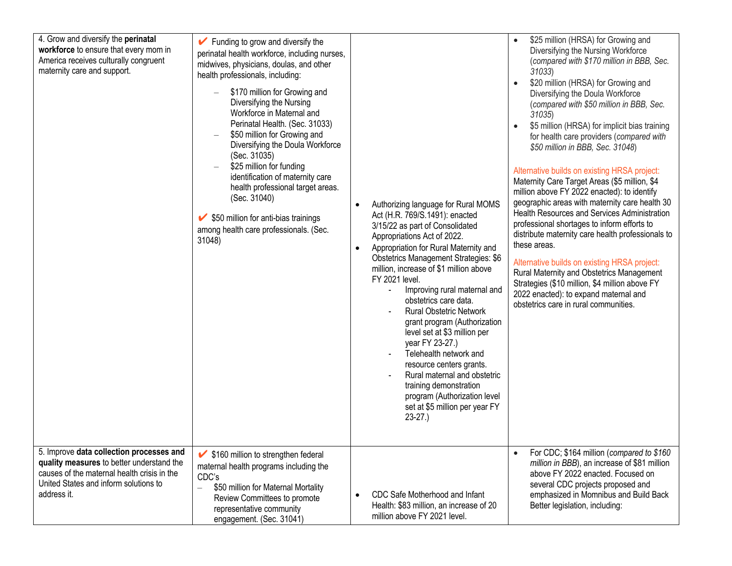| | | | |
|---|---|---|---|
| 4. Grow and diversify the **perinatal workforce** to ensure that every mom in America receives culturally congruent maternity care and support. | ✔ Funding to grow and diversify the perinatal health workforce, including nurses, midwives, physicians, doulas, and other health professionals, including:<br>– $170 million for Growing and Diversifying the Nursing Workforce in Maternal and Perinatal Health. (Sec. 31033)<br>– $50 million for Growing and Diversifying the Doula Workforce (Sec. 31035)<br>– $25 million for funding identification of maternity care health professional target areas. (Sec. 31040)<br><br>✔ $50 million for anti-bias trainings among health care professionals. (Sec. 31048) | • Authorizing language for Rural MOMS Act (H.R. 769/S.1491): enacted 3/15/22 as part of Consolidated Appropriations Act of 2022.<br>• Appropriation for Rural Maternity and Obstetrics Management Strategies: $6 million, increase of $1 million above FY 2021 level.<br>- Improving rural maternal and obstetrics care data.<br>- Rural Obstetric Network grant program (Authorization level set at $3 million per year FY 23-27.)<br>- Telehealth network and resource centers grants.<br>- Rural maternal and obstetric training demonstration program (Authorization level set at $5 million per year FY 23-27.) | • $25 million (HRSA) for Growing and Diversifying the Nursing Workforce (*compared with $170 million in BBB, Sec. 31033*)<br>• $20 million (HRSA) for Growing and Diversifying the Doula Workforce (*compared with $50 million in BBB, Sec. 31035*)<br>• $5 million (HRSA) for implicit bias training for health care providers (*compared with $50 million in BBB, Sec. 31048*)<br><br>Alternative builds on existing HRSA project: Maternity Care Target Areas ($5 million, $4 million above FY 2022 enacted): to identify geographic areas with maternity care health 30 Health Resources and Services Administration professional shortages to inform efforts to distribute maternity care health professionals to these areas.<br><br>Alternative builds on existing HRSA project: Rural Maternity and Obstetrics Management Strategies ($10 million, $4 million above FY 2022 enacted): to expand maternal and obstetrics care in rural communities. |
| 5. Improve **data collection processes and quality measures** to better understand the causes of the maternal health crisis in the United States and inform solutions to address it. | ✔ $160 million to strengthen federal maternal health programs including the CDC's<br>– $50 million for Maternal Mortality Review Committees to promote representative community engagement. (Sec. 31041) | • CDC Safe Motherhood and Infant Health: $83 million, an increase of 20 million above FY 2021 level. | • For CDC; $164 million (*compared to $160 million in BBB*), an increase of $81 million above FY 2022 enacted. Focused on several CDC projects proposed and emphasized in Momnibus and Build Back Better legislation, including: |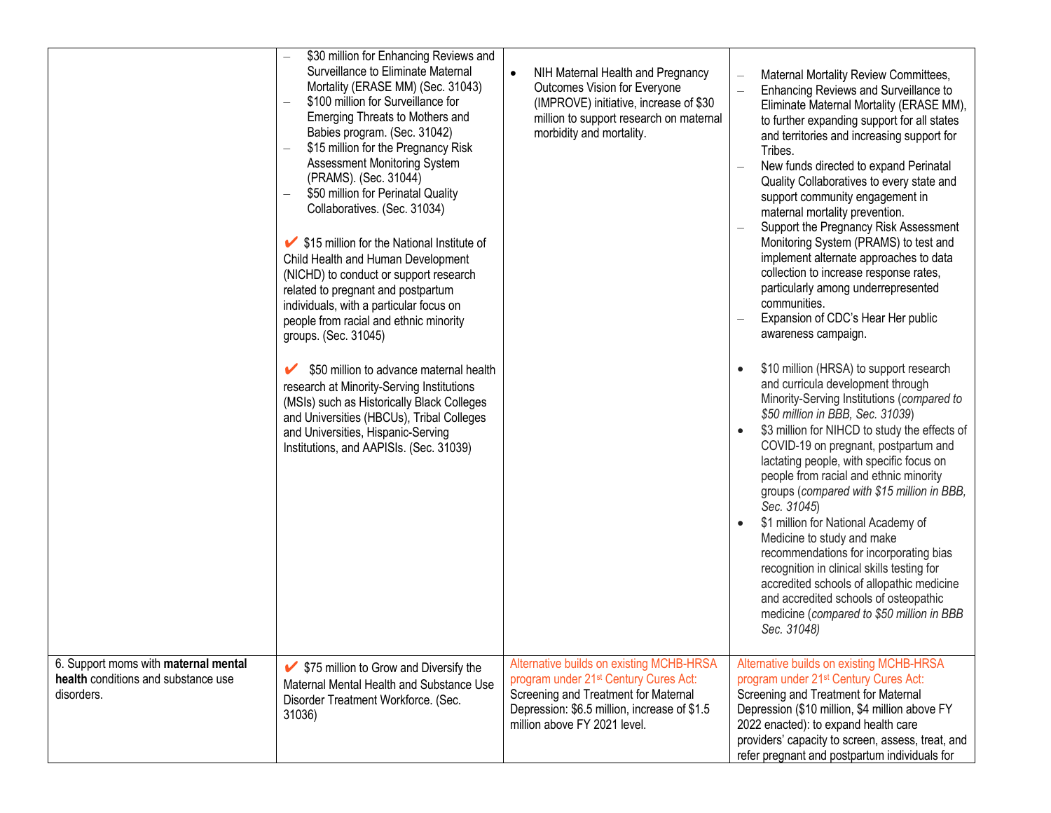| | | | |
|---|---|---|---|
| | – $30 million for Enhancing Reviews and Surveillance to Eliminate Maternal Mortality (ERASE MM) (Sec. 31043)<br>– $100 million for Surveillance for Emerging Threats to Mothers and Babies program. (Sec. 31042)<br>– $15 million for the Pregnancy Risk Assessment Monitoring System (PRAMS). (Sec. 31044)<br>– $50 million for Perinatal Quality Collaboratives. (Sec. 31034)<br><br>✔ $15 million for the National Institute of Child Health and Human Development (NICHD) to conduct or support research related to pregnant and postpartum individuals, with a particular focus on people from racial and ethnic minority groups. (Sec. 31045)<br><br>✔ $50 million to advance maternal health research at Minority-Serving Institutions (MSIs) such as Historically Black Colleges and Universities (HBCUs), Tribal Colleges and Universities, Hispanic-Serving Institutions, and AAPISIs. (Sec. 31039) | • NIH Maternal Health and Pregnancy Outcomes Vision for Everyone (IMPROVE) initiative, increase of $30 million to support research on maternal morbidity and mortality. | – Maternal Mortality Review Committees,<br>– Enhancing Reviews and Surveillance to Eliminate Maternal Mortality (ERASE MM), to further expanding support for all states and territories and increasing support for Tribes.<br>– New funds directed to expand Perinatal Quality Collaboratives to every state and support community engagement in maternal mortality prevention.<br>– Support the Pregnancy Risk Assessment Monitoring System (PRAMS) to test and implement alternate approaches to data collection to increase response rates, particularly among underrepresented communities.<br>– Expansion of CDC's Hear Her public awareness campaign.<br><br>• $10 million (HRSA) to support research and curricula development through Minority-Serving Institutions (*compared to $50 million in BBB, Sec. 31039*)<br>• $3 million for NIHCD to study the effects of COVID-19 on pregnant, postpartum and lactating people, with specific focus on people from racial and ethnic minority groups (*compared with $15 million in BBB, Sec. 31045*)<br>• $1 million for National Academy of Medicine to study and make recommendations for incorporating bias recognition in clinical skills testing for accredited schools of allopathic medicine and accredited schools of osteopathic medicine (*compared to $50 million in BBB Sec. 31048)* |
| 6. Support moms with **maternal mental health** conditions and substance use disorders. | ✔ $75 million to Grow and Diversify the Maternal Mental Health and Substance Use Disorder Treatment Workforce. (Sec. 31036) | Alternative builds on existing MCHB-HRSA program under 21st Century Cures Act: Screening and Treatment for Maternal Depression: $6.5 million, increase of $1.5 million above FY 2021 level. | Alternative builds on existing MCHB-HRSA program under 21st Century Cures Act: Screening and Treatment for Maternal Depression ($10 million, $4 million above FY 2022 enacted): to expand health care providers' capacity to screen, assess, treat, and refer pregnant and postpartum individuals for |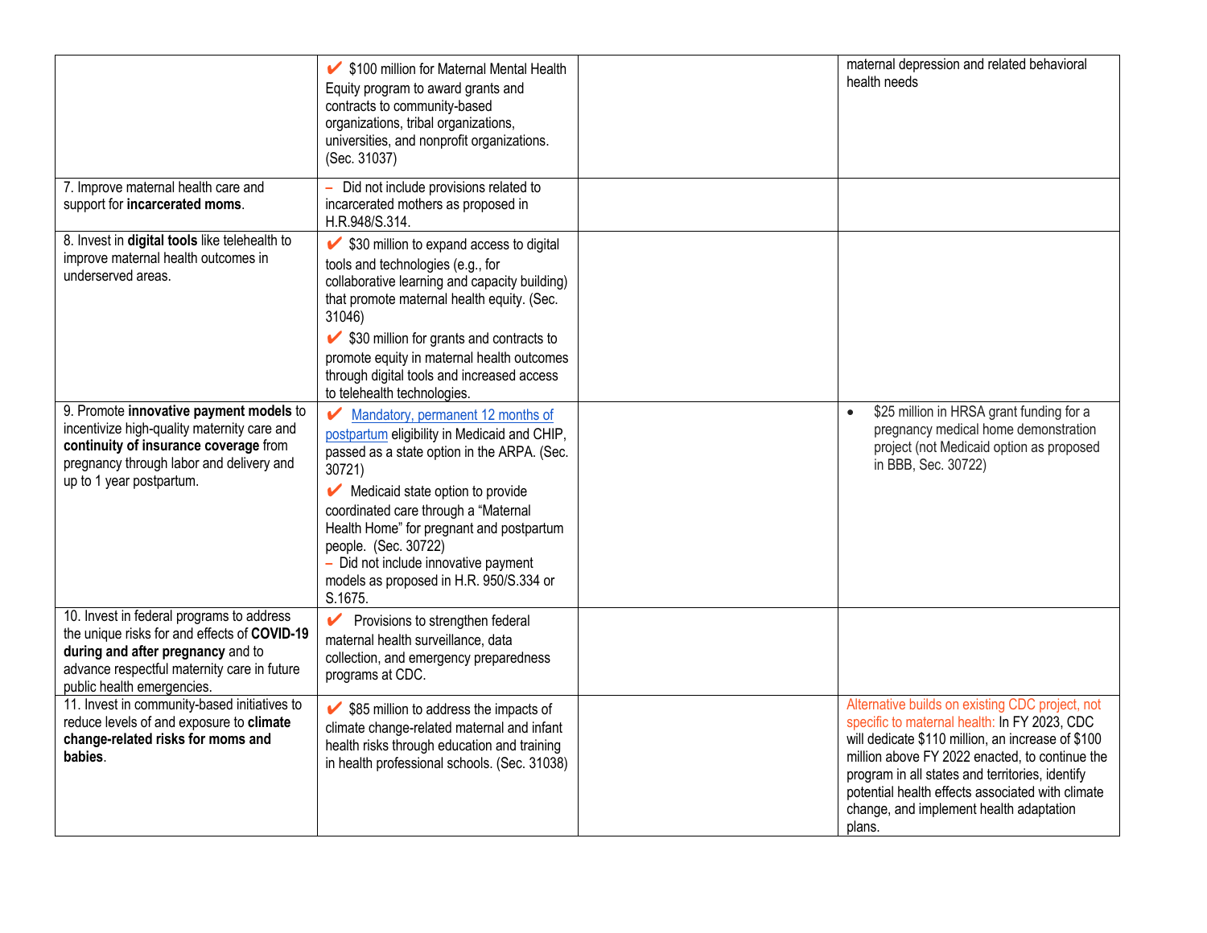| | | | |
|---|---|---|---|
| | ✔ $100 million for Maternal Mental Health Equity program to award grants and contracts to community-based organizations, tribal organizations, universities, and nonprofit organizations. (Sec. 31037) | | maternal depression and related behavioral health needs |
| 7. Improve maternal health care and support for **incarcerated moms**. | – Did not include provisions related to incarcerated mothers as proposed in H.R.948/S.314. | | |
| 8. Invest in **digital tools** like telehealth to improve maternal health outcomes in underserved areas. | ✔ $30 million to expand access to digital tools and technologies (e.g., for collaborative learning and capacity building) that promote maternal health equity. (Sec. 31046)<br>✔ $30 million for grants and contracts to promote equity in maternal health outcomes through digital tools and increased access to telehealth technologies. | | |
| 9. Promote **innovative payment models** to incentivize high-quality maternity care and **continuity of insurance coverage** from pregnancy through labor and delivery and up to 1 year postpartum. | ✔ Mandatory, permanent 12 months of postpartum eligibility in Medicaid and CHIP, passed as a state option in the ARPA. (Sec. 30721)<br>✔ Medicaid state option to provide coordinated care through a "Maternal Health Home" for pregnant and postpartum people. (Sec. 30722)<br>– Did not include innovative payment models as proposed in H.R. 950/S.334 or S.1675. | | • $25 million in HRSA grant funding for a pregnancy medical home demonstration project (not Medicaid option as proposed in BBB, Sec. 30722) |
| 10. Invest in federal programs to address the unique risks for and effects of **COVID-19 during and after pregnancy** and to advance respectful maternity care in future public health emergencies. | ✔ Provisions to strengthen federal maternal health surveillance, data collection, and emergency preparedness programs at CDC. | | |
| 11. Invest in community-based initiatives to reduce levels of and exposure to **climate change-related risks for moms and babies**. | ✔ $85 million to address the impacts of climate change-related maternal and infant health risks through education and training in health professional schools. (Sec. 31038) | | Alternative builds on existing CDC project, not specific to maternal health: In FY 2023, CDC will dedicate $110 million, an increase of $100 million above FY 2022 enacted, to continue the program in all states and territories, identify potential health effects associated with climate change, and implement health adaptation plans. |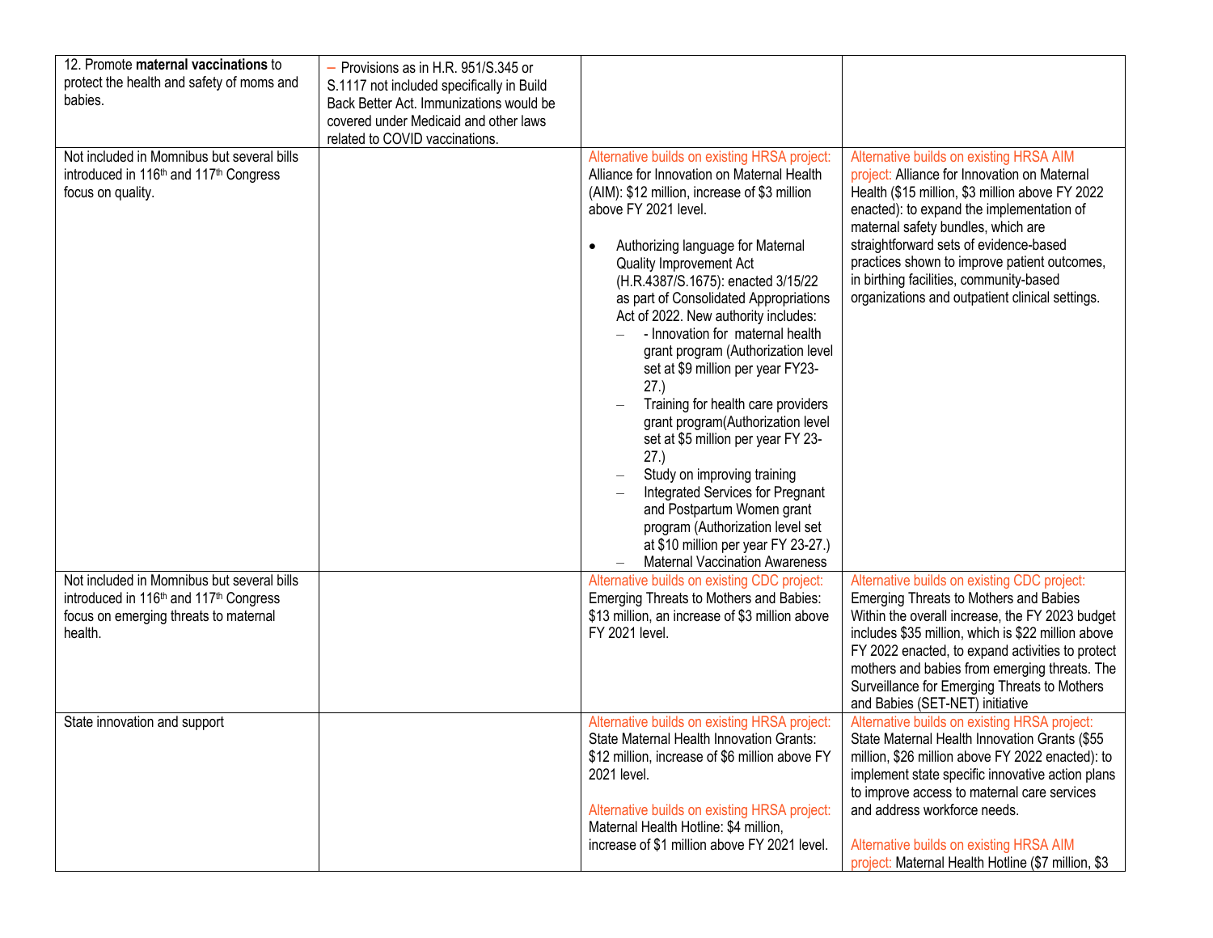| 12. Promote **maternal vaccinations** to protect the health and safety of moms and babies. | – Provisions as in H.R. 951/S.345 or S.1117 not included specifically in Build Back Better Act. Immunizations would be covered under Medicaid and other laws related to COVID vaccinations. | | |
|---|---|---|---|
| Not included in Momnibus but several bills introduced in 116th and 117th Congress focus on quality. | | Alternative builds on existing HRSA project: Alliance for Innovation on Maternal Health (AIM): $12 million, increase of $3 million above FY 2021 level.<br><br>• Authorizing language for Maternal Quality Improvement Act (H.R.4387/S.1675): enacted 3/15/22 as part of Consolidated Appropriations Act of 2022. New authority includes:<br>– - Innovation for maternal health grant program (Authorization level set at $9 million per year FY23-27.)<br>– Training for health care providers grant program(Authorization level set at $5 million per year FY 23-27.)<br>– Study on improving training<br>– Integrated Services for Pregnant and Postpartum Women grant program (Authorization level set at $10 million per year FY 23-27.)<br>– Maternal Vaccination Awareness | Alternative builds on existing HRSA AIM project: Alliance for Innovation on Maternal Health ($15 million, $3 million above FY 2022 enacted): to expand the implementation of maternal safety bundles, which are straightforward sets of evidence-based practices shown to improve patient outcomes, in birthing facilities, community-based organizations and outpatient clinical settings. |
| Not included in Momnibus but several bills introduced in 116th and 117th Congress focus on emerging threats to maternal health. | | Alternative builds on existing CDC project: Emerging Threats to Mothers and Babies: $13 million, an increase of $3 million above FY 2021 level. | Alternative builds on existing CDC project: Emerging Threats to Mothers and Babies Within the overall increase, the FY 2023 budget includes $35 million, which is $22 million above FY 2022 enacted, to expand activities to protect mothers and babies from emerging threats. The Surveillance for Emerging Threats to Mothers and Babies (SET-NET) initiative |
| State innovation and support | | Alternative builds on existing HRSA project: State Maternal Health Innovation Grants: $12 million, increase of $6 million above FY 2021 level.<br><br>Alternative builds on existing HRSA project: Maternal Health Hotline: $4 million, increase of $1 million above FY 2021 level. | Alternative builds on existing HRSA project: State Maternal Health Innovation Grants ($55 million, $26 million above FY 2022 enacted): to implement state specific innovative action plans to improve access to maternal care services and address workforce needs.<br><br>Alternative builds on existing HRSA AIM project: Maternal Health Hotline ($7 million, $3 |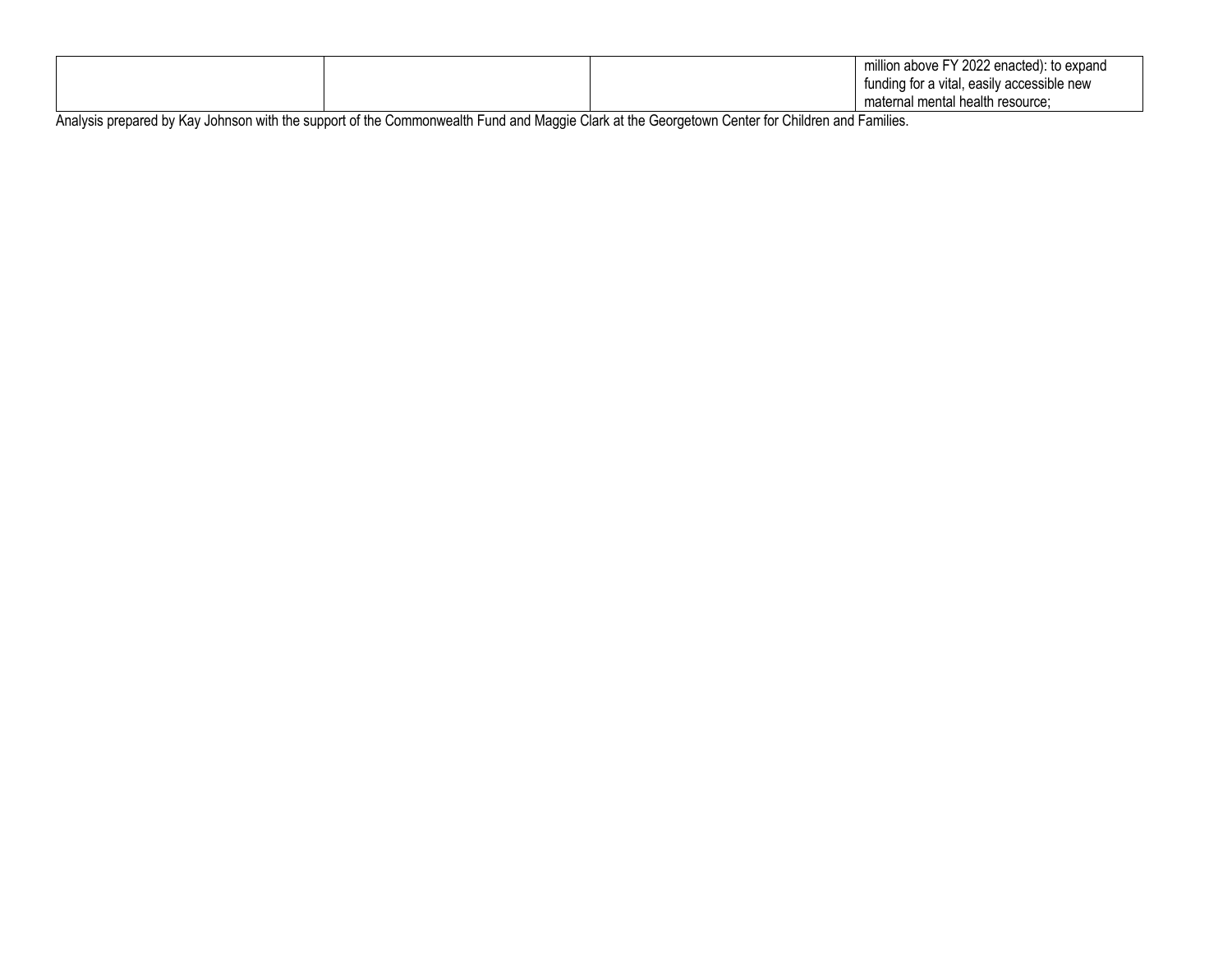| | | | |
|---|---|---|---|
| | | | million above FY 2022 enacted): to expand funding for a vital, easily accessible new maternal mental health resource; |

Analysis prepared by Kay Johnson with the support of the Commonwealth Fund and Maggie Clark at the Georgetown Center for Children and Families.